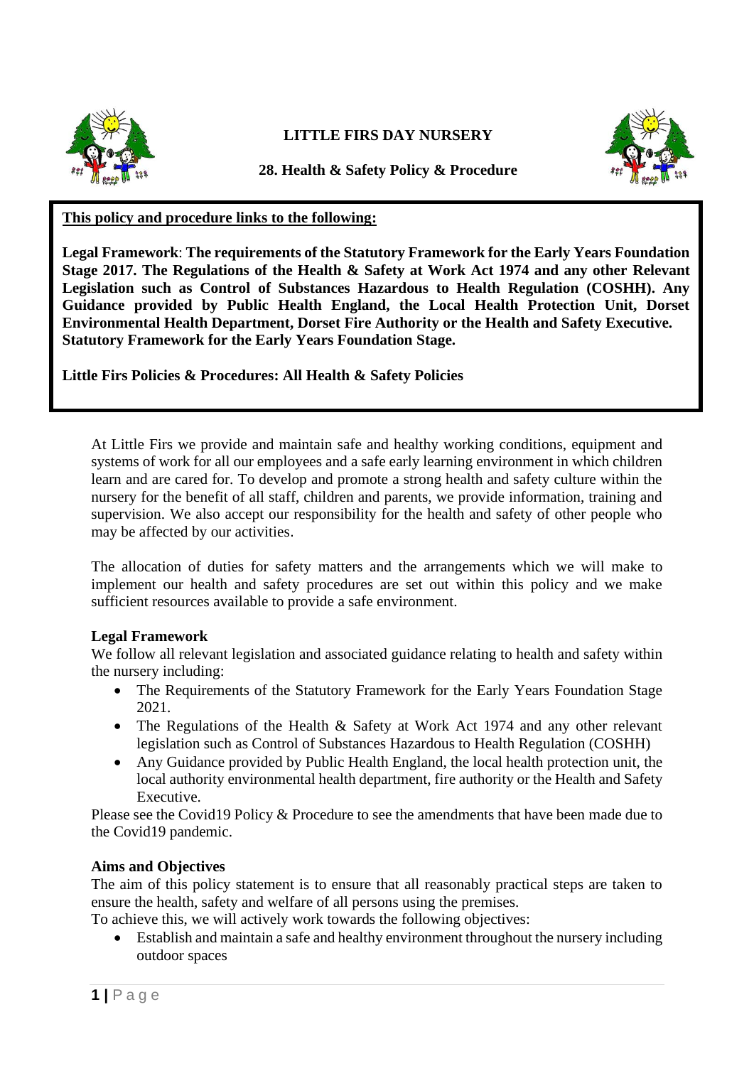**LITTLE FIRS DAY NURSERY**

**28. Health & Safety Policy & Procedure**

**This policy and procedure links to the following:**

**Legal Framework**: **The requirements of the Statutory Framework for the Early Years Foundation Stage 2017. The Regulations of the Health & Safety at Work Act 1974 and any other Relevant Legislation such as Control of Substances Hazardous to Health Regulation (COSHH). Any Guidance provided by Public Health England, the Local Health Protection Unit, Dorset Environmental Health Department, Dorset Fire Authority or the Health and Safety Executive. Statutory Framework for the Early Years Foundation Stage.**

**Little Firs Policies & Procedures: All Health & Safety Policies**

At Little Firs we provide and maintain safe and healthy working conditions, equipment and systems of work for all our employees and a safe early learning environment in which children learn and are cared for. To develop and promote a strong health and safety culture within the nursery for the benefit of all staff, children and parents, we provide information, training and supervision. We also accept our responsibility for the health and safety of other people who may be affected by our activities.

The allocation of duties for safety matters and the arrangements which we will make to implement our health and safety procedures are set out within this policy and we make sufficient resources available to provide a safe environment.

**Legal Framework**

We follow all relevant legislation and associated guidance relating to health and safety within the nursery including:

- The Requirements of the Statutory Framework for the Early Years Foundation Stage 2021.
- The Regulations of the Health & Safety at Work Act 1974 and any other relevant legislation such as Control of Substances Hazardous to Health Regulation (COSHH)
- Any Guidance provided by Public Health England, the local health protection unit, the local authority environmental health department, fire authority or the Health and Safety Executive.

Please see the Covid19 Policy & Procedure to see the amendments that have been made due to the Covid19 pandemic.

**Aims and Objectives**

The aim of this policy statement is to ensure that all reasonably practical steps are taken to ensure the health, safety and welfare of all persons using the premises.

To achieve this, we will actively work towards the following objectives:

- Establish and maintain a safe and healthy environment throughout the nursery including outdoor spaces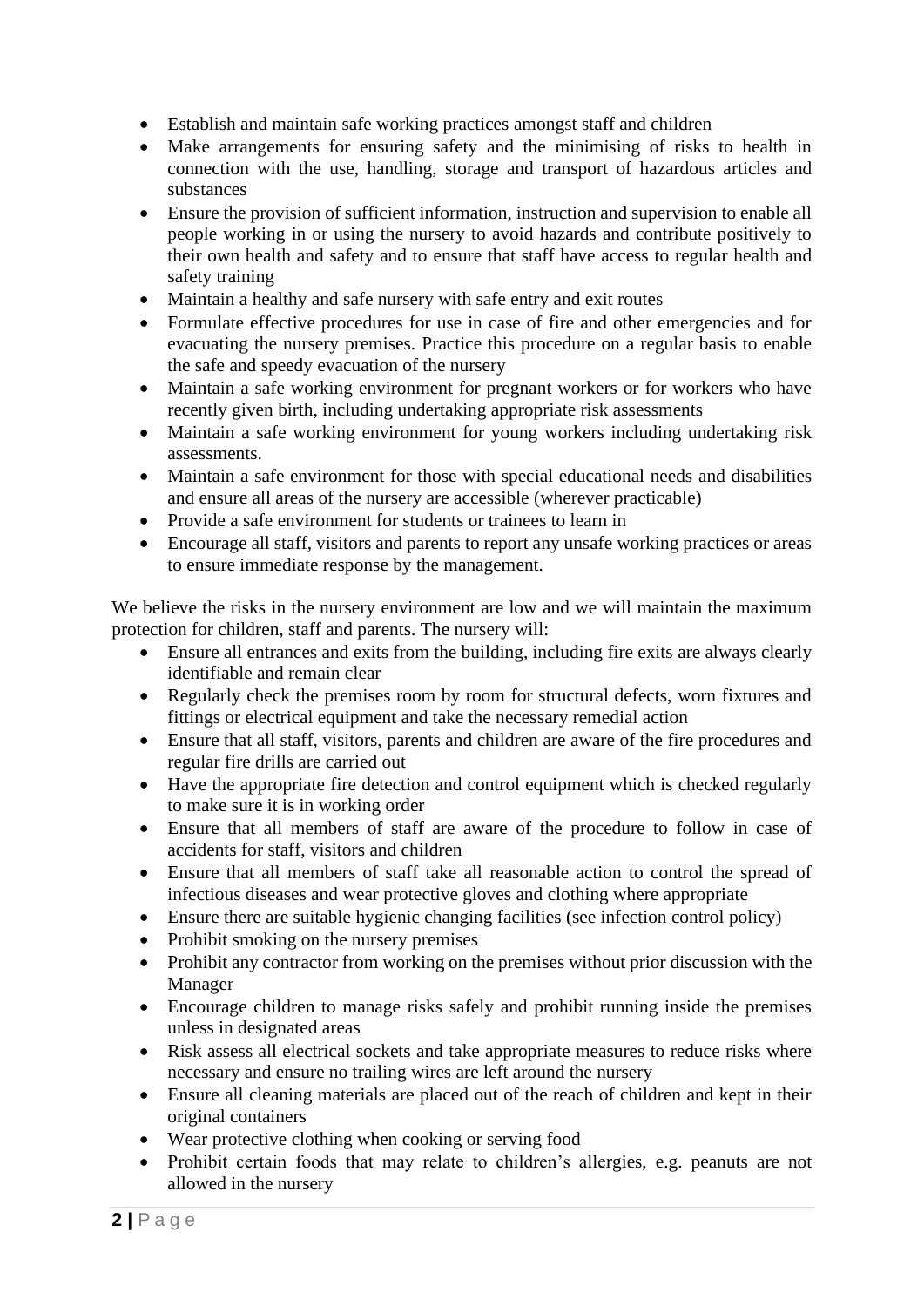- Establish and maintain safe working practices amongst staff and children
- Make arrangements for ensuring safety and the minimising of risks to health in connection with the use, handling, storage and transport of hazardous articles and substances
- Ensure the provision of sufficient information, instruction and supervision to enable all people working in or using the nursery to avoid hazards and contribute positively to their own health and safety and to ensure that staff have access to regular health and safety training
- Maintain a healthy and safe nursery with safe entry and exit routes
- Formulate effective procedures for use in case of fire and other emergencies and for evacuating the nursery premises. Practice this procedure on a regular basis to enable the safe and speedy evacuation of the nursery
- Maintain a safe working environment for pregnant workers or for workers who have recently given birth, including undertaking appropriate risk assessments
- Maintain a safe working environment for young workers including undertaking risk assessments.
- Maintain a safe environment for those with special educational needs and disabilities and ensure all areas of the nursery are accessible (wherever practicable)
- Provide a safe environment for students or trainees to learn in
- Encourage all staff, visitors and parents to report any unsafe working practices or areas to ensure immediate response by the management.

We believe the risks in the nursery environment are low and we will maintain the maximum protection for children, staff and parents. The nursery will:

- Ensure all entrances and exits from the building, including fire exits are always clearly identifiable and remain clear
- Regularly check the premises room by room for structural defects, worn fixtures and fittings or electrical equipment and take the necessary remedial action
- Ensure that all staff, visitors, parents and children are aware of the fire procedures and regular fire drills are carried out
- Have the appropriate fire detection and control equipment which is checked regularly to make sure it is in working order
- Ensure that all members of staff are aware of the procedure to follow in case of accidents for staff, visitors and children
- Ensure that all members of staff take all reasonable action to control the spread of infectious diseases and wear protective gloves and clothing where appropriate
- Ensure there are suitable hygienic changing facilities (see infection control policy)
- Prohibit smoking on the nursery premises
- Prohibit any contractor from working on the premises without prior discussion with the Manager
- Encourage children to manage risks safely and prohibit running inside the premises unless in designated areas
- Risk assess all electrical sockets and take appropriate measures to reduce risks where necessary and ensure no trailing wires are left around the nursery
- Ensure all cleaning materials are placed out of the reach of children and kept in their original containers
- Wear protective clothing when cooking or serving food
- Prohibit certain foods that may relate to children's allergies, e.g. peanuts are not allowed in the nursery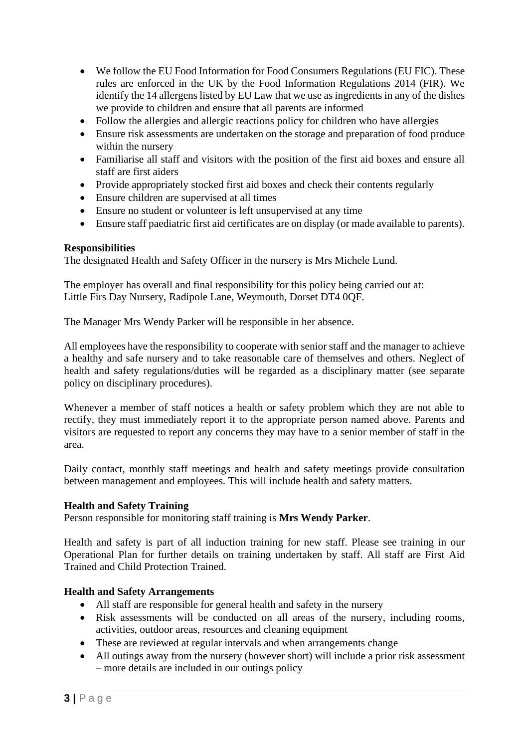- We follow the EU Food Information for Food Consumers Regulations (EU FIC). These rules are enforced in the UK by the Food Information Regulations 2014 (FIR). We identify the 14 allergens listed by EU Law that we use as ingredients in any of the dishes we provide to children and ensure that all parents are informed
- Follow the allergies and allergic reactions policy for children who have allergies
- Ensure risk assessments are undertaken on the storage and preparation of food produce within the nursery
- Familiarise all staff and visitors with the position of the first aid boxes and ensure all staff are first aiders
- Provide appropriately stocked first aid boxes and check their contents regularly
- Ensure children are supervised at all times
- Ensure no student or volunteer is left unsupervised at any time
- Ensure staff paediatric first aid certificates are on display (or made available to parents).

**Responsibilities**

The designated Health and Safety Officer in the nursery is Mrs Michele Lund.

The employer has overall and final responsibility for this policy being carried out at:
Little Firs Day Nursery, Radipole Lane, Weymouth, Dorset DT4 0QF.

The Manager Mrs Wendy Parker will be responsible in her absence.

All employees have the responsibility to cooperate with senior staff and the manager to achieve a healthy and safe nursery and to take reasonable care of themselves and others. Neglect of health and safety regulations/duties will be regarded as a disciplinary matter (see separate policy on disciplinary procedures).

Whenever a member of staff notices a health or safety problem which they are not able to rectify, they must immediately report it to the appropriate person named above. Parents and visitors are requested to report any concerns they may have to a senior member of staff in the area.

Daily contact, monthly staff meetings and health and safety meetings provide consultation between management and employees. This will include health and safety matters.

**Health and Safety Training**

Person responsible for monitoring staff training is **Mrs Wendy Parker**.

Health and safety is part of all induction training for new staff. Please see training in our Operational Plan for further details on training undertaken by staff. All staff are First Aid Trained and Child Protection Trained.

**Health and Safety Arrangements**

- All staff are responsible for general health and safety in the nursery
- Risk assessments will be conducted on all areas of the nursery, including rooms, activities, outdoor areas, resources and cleaning equipment
- These are reviewed at regular intervals and when arrangements change
- All outings away from the nursery (however short) will include a prior risk assessment – more details are included in our outings policy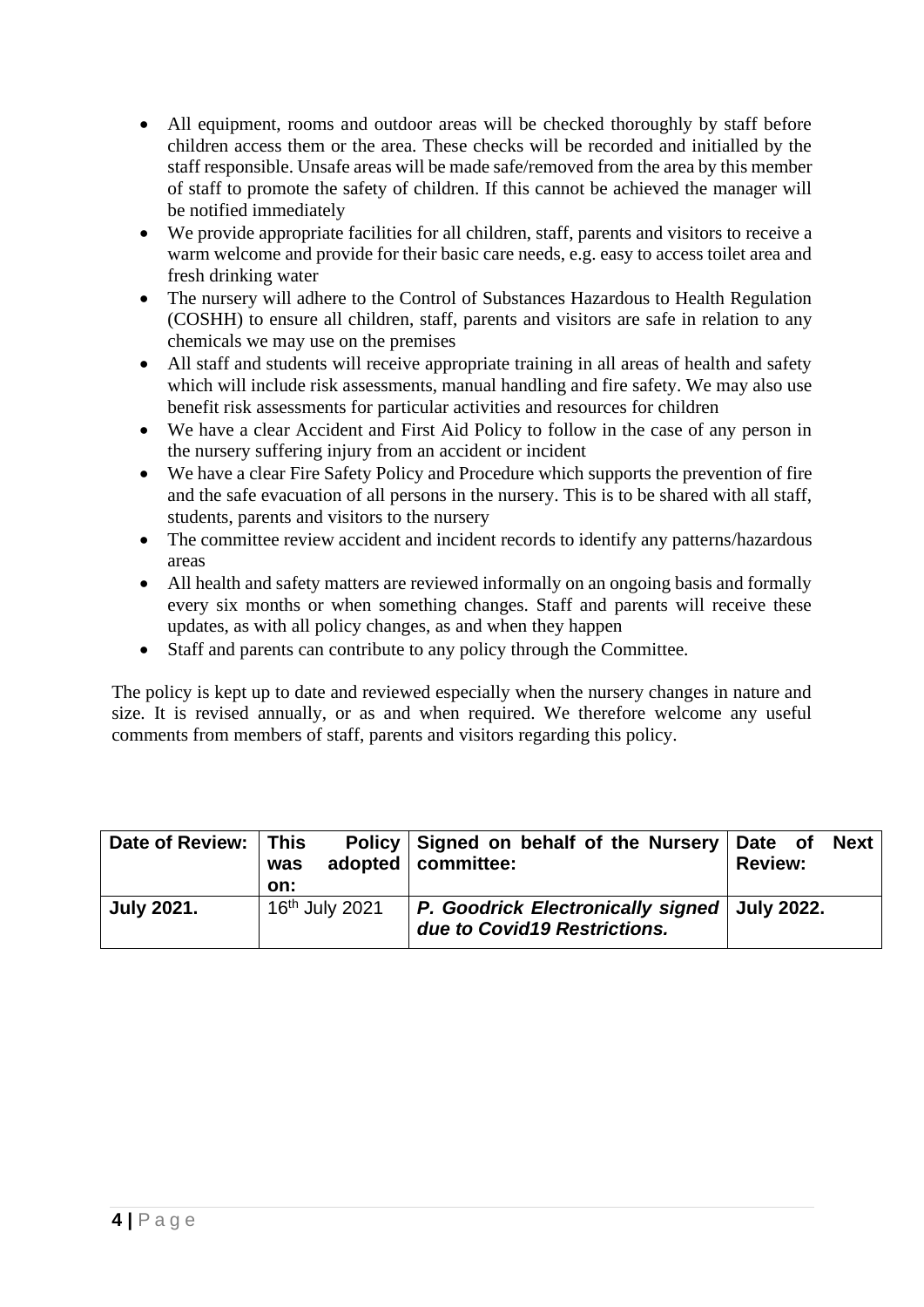- All equipment, rooms and outdoor areas will be checked thoroughly by staff before children access them or the area. These checks will be recorded and initialled by the staff responsible. Unsafe areas will be made safe/removed from the area by this member of staff to promote the safety of children. If this cannot be achieved the manager will be notified immediately
- We provide appropriate facilities for all children, staff, parents and visitors to receive a warm welcome and provide for their basic care needs, e.g. easy to access toilet area and fresh drinking water
- The nursery will adhere to the Control of Substances Hazardous to Health Regulation (COSHH) to ensure all children, staff, parents and visitors are safe in relation to any chemicals we may use on the premises
- All staff and students will receive appropriate training in all areas of health and safety which will include risk assessments, manual handling and fire safety. We may also use benefit risk assessments for particular activities and resources for children
- We have a clear Accident and First Aid Policy to follow in the case of any person in the nursery suffering injury from an accident or incident
- We have a clear Fire Safety Policy and Procedure which supports the prevention of fire and the safe evacuation of all persons in the nursery. This is to be shared with all staff, students, parents and visitors to the nursery
- The committee review accident and incident records to identify any patterns/hazardous areas
- All health and safety matters are reviewed informally on an ongoing basis and formally every six months or when something changes. Staff and parents will receive these updates, as with all policy changes, as and when they happen
- Staff and parents can contribute to any policy through the Committee.

The policy is kept up to date and reviewed especially when the nursery changes in nature and size. It is revised annually, or as and when required. We therefore welcome any useful comments from members of staff, parents and visitors regarding this policy.

| **Date of Review:** | **This Policy was adopted on:** | **Signed on behalf of the Nursery committee:** | **Date of Next Review:** |
|---|---|---|---|
| **July 2021.** | 16th July 2021 | ***P. Goodrick Electronically signed due to Covid19 Restrictions.*** | **July 2022.** |